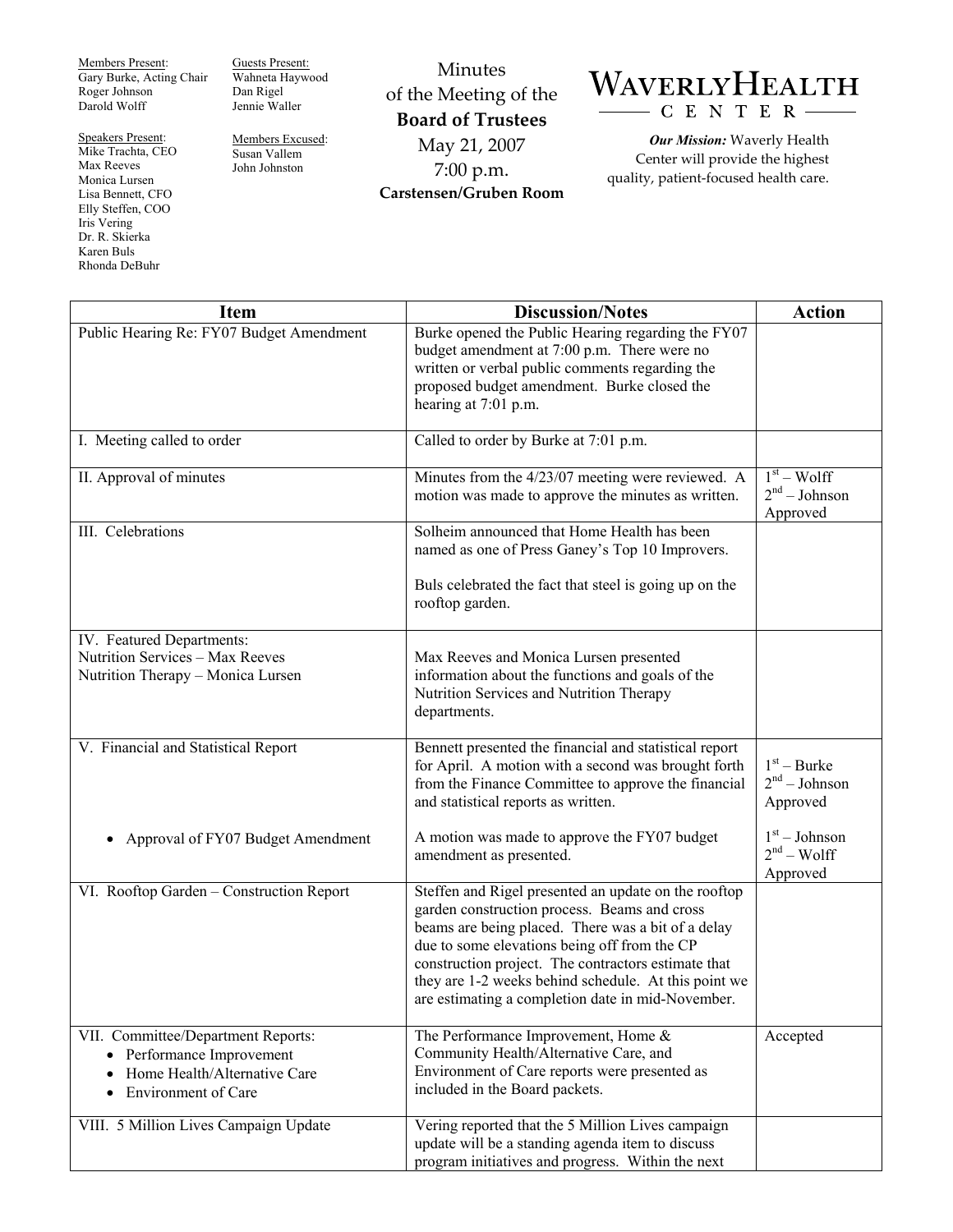Members Present:
Gary Burke, Acting Chair
Roger Johnson
Darold Wolff

Speakers Present:
Mike Trachta, CEO
Max Reeves
Monica Lursen
Lisa Bennett, CFO
Elly Steffen, COO
Iris Vering
Dr. R. Skierka
Karen Buls
Rhonda DeBuhr

Guests Present:
Wahneta Haywood
Dan Rigel
Jennie Waller

Members Excused:
Susan Vallem
John Johnston

# Minutes of the Meeting of the **Board of Trustees**

May 21, 2007
7:00 p.m.
**Carstensen/Gruben Room**

**WAVERLY HEALTH CENTER**

***Our Mission:*** Waverly Health Center will provide the highest quality, patient-focused health care.

| Item | Discussion/Notes | Action |
|---|---|---|
| Public Hearing Re: FY07 Budget Amendment | Burke opened the Public Hearing regarding the FY07 budget amendment at 7:00 p.m. There were no written or verbal public comments regarding the proposed budget amendment. Burke closed the hearing at 7:01 p.m. | |
| I. Meeting called to order | Called to order by Burke at 7:01 p.m. | |
| II. Approval of minutes | Minutes from the 4/23/07 meeting were reviewed. A motion was made to approve the minutes as written. | 1st – Wolff<br>2nd – Johnson<br>Approved |
| III. Celebrations | Solheim announced that Home Health has been named as one of Press Ganey's Top 10 Improvers.<br><br>Buls celebrated the fact that steel is going up on the rooftop garden. | |
| IV. Featured Departments:<br>Nutrition Services – Max Reeves<br>Nutrition Therapy – Monica Lursen | Max Reeves and Monica Lursen presented information about the functions and goals of the Nutrition Services and Nutrition Therapy departments. | |
| V. Financial and Statistical Report | Bennett presented the financial and statistical report for April. A motion with a second was brought forth from the Finance Committee to approve the financial and statistical reports as written. | 1st – Burke<br>2nd – Johnson<br>Approved |
| • Approval of FY07 Budget Amendment | A motion was made to approve the FY07 budget amendment as presented. | 1st – Johnson<br>2nd – Wolff<br>Approved |
| VI. Rooftop Garden – Construction Report | Steffen and Rigel presented an update on the rooftop garden construction process. Beams and cross beams are being placed. There was a bit of a delay due to some elevations being off from the CP construction project. The contractors estimate that they are 1-2 weeks behind schedule. At this point we are estimating a completion date in mid-November. | |
| VII. Committee/Department Reports:<br>• Performance Improvement<br>• Home Health/Alternative Care<br>• Environment of Care | The Performance Improvement, Home & Community Health/Alternative Care, and Environment of Care reports were presented as included in the Board packets. | Accepted |
| VIII. 5 Million Lives Campaign Update | Vering reported that the 5 Million Lives campaign update will be a standing agenda item to discuss program initiatives and progress. Within the next | |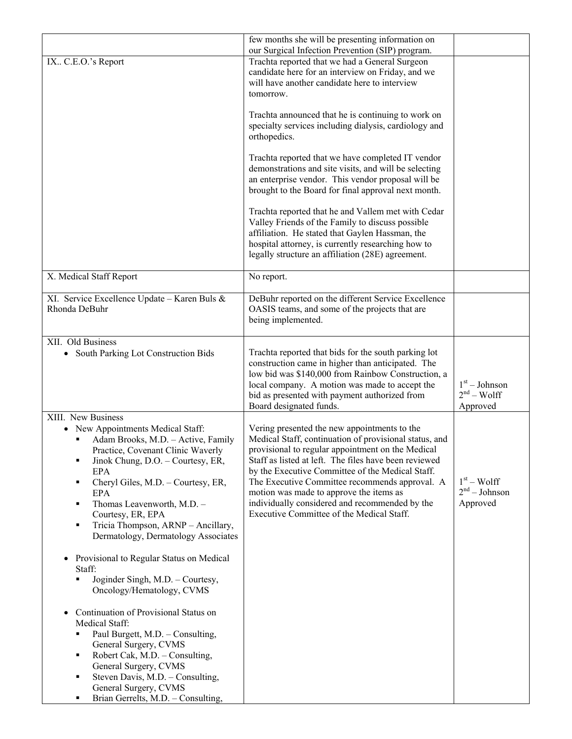| | | |
|---|---|---|
| | few months she will be presenting information on our Surgical Infection Prevention (SIP) program. | |
| IX.. C.E.O.'s Report | Trachta reported that we had a General Surgeon candidate here for an interview on Friday, and we will have another candidate here to interview tomorrow.<br><br>Trachta announced that he is continuing to work on specialty services including dialysis, cardiology and orthopedics.<br><br>Trachta reported that we have completed IT vendor demonstrations and site visits, and will be selecting an enterprise vendor. This vendor proposal will be brought to the Board for final approval next month.<br><br>Trachta reported that he and Vallem met with Cedar Valley Friends of the Family to discuss possible affiliation. He stated that Gaylen Hassman, the hospital attorney, is currently researching how to legally structure an affiliation (28E) agreement. | |
| X. Medical Staff Report | No report. | |
| XI. Service Excellence Update – Karen Buls & Rhonda DeBuhr | DeBuhr reported on the different Service Excellence OASIS teams, and some of the projects that are being implemented. | |
| XII. Old Business<br>• South Parking Lot Construction Bids | Trachta reported that bids for the south parking lot construction came in higher than anticipated. The low bid was $140,000 from Rainbow Construction, a local company. A motion was made to accept the bid as presented with payment authorized from Board designated funds. | 1st – Johnson<br>2nd – Wolff<br>Approved |
| XIII. New Business<br>• New Appointments Medical Staff:<br>▪ Adam Brooks, M.D. – Active, Family Practice, Covenant Clinic Waverly<br>▪ Jinok Chung, D.O. – Courtesy, ER, EPA<br>▪ Cheryl Giles, M.D. – Courtesy, ER, EPA<br>▪ Thomas Leavenworth, M.D. – Courtesy, ER, EPA<br>▪ Tricia Thompson, ARNP – Ancillary, Dermatology, Dermatology Associates<br><br>• Provisional to Regular Status on Medical Staff:<br>▪ Joginder Singh, M.D. – Courtesy, Oncology/Hematology, CVMS<br><br>• Continuation of Provisional Status on Medical Staff:<br>▪ Paul Burgett, M.D. – Consulting, General Surgery, CVMS<br>▪ Robert Cak, M.D. – Consulting, General Surgery, CVMS<br>▪ Steven Davis, M.D. – Consulting, General Surgery, CVMS<br>▪ Brian Gerrelts, M.D. – Consulting, | Vering presented the new appointments to the Medical Staff, continuation of provisional status, and provisional to regular appointment on the Medical Staff as listed at left. The files have been reviewed by the Executive Committee of the Medical Staff. The Executive Committee recommends approval. A motion was made to approve the items as individually considered and recommended by the Executive Committee of the Medical Staff. | 1st – Wolff<br>2nd – Johnson<br>Approved |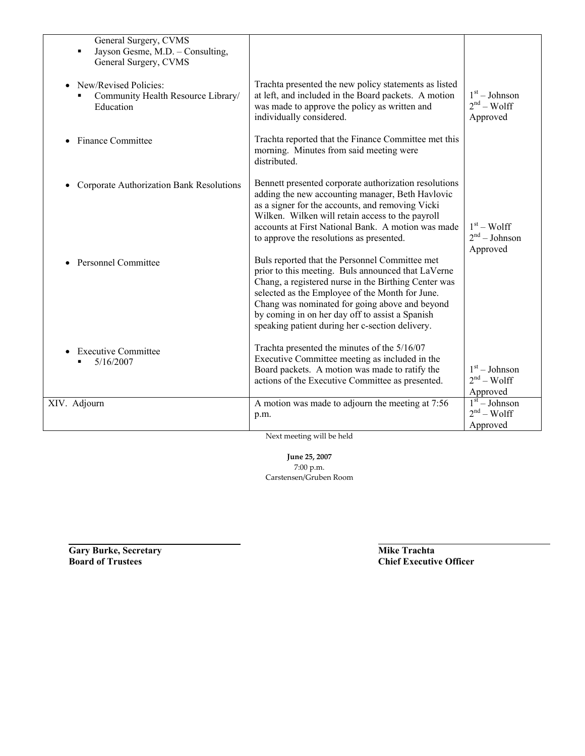| | | |
|---|---|---|
| General Surgery, CVMS<br>▪ Jayson Gesme, M.D. – Consulting, General Surgery, CVMS | | |
| • New/Revised Policies:<br>▪ Community Health Resource Library/ Education | Trachta presented the new policy statements as listed at left, and included in the Board packets. A motion was made to approve the policy as written and individually considered. | 1st – Johnson<br>2nd – Wolff<br>Approved |
| • Finance Committee | Trachta reported that the Finance Committee met this morning. Minutes from said meeting were distributed. | |
| • Corporate Authorization Bank Resolutions | Bennett presented corporate authorization resolutions adding the new accounting manager, Beth Havlovic as a signer for the accounts, and removing Vicki Wilken. Wilken will retain access to the payroll accounts at First National Bank. A motion was made to approve the resolutions as presented. | 1st – Wolff<br>2nd – Johnson<br>Approved |
| • Personnel Committee | Buls reported that the Personnel Committee met prior to this meeting. Buls announced that LaVerne Chang, a registered nurse in the Birthing Center was selected as the Employee of the Month for June. Chang was nominated for going above and beyond by coming in on her day off to assist a Spanish speaking patient during her c-section delivery. | |
| • Executive Committee<br>▪ 5/16/2007 | Trachta presented the minutes of the 5/16/07 Executive Committee meeting as included in the Board packets. A motion was made to ratify the actions of the Executive Committee as presented. | 1st – Johnson<br>2nd – Wolff<br>Approved |
| XIV. Adjourn | A motion was made to adjourn the meeting at 7:56 p.m. | 1st – Johnson<br>2nd – Wolff<br>Approved |

Next meeting will be held

**June 25, 2007**
7:00 p.m.
Carstensen/Gruben Room

**Gary Burke, Secretary**
**Board of Trustees**

**Mike Trachta**
**Chief Executive Officer**